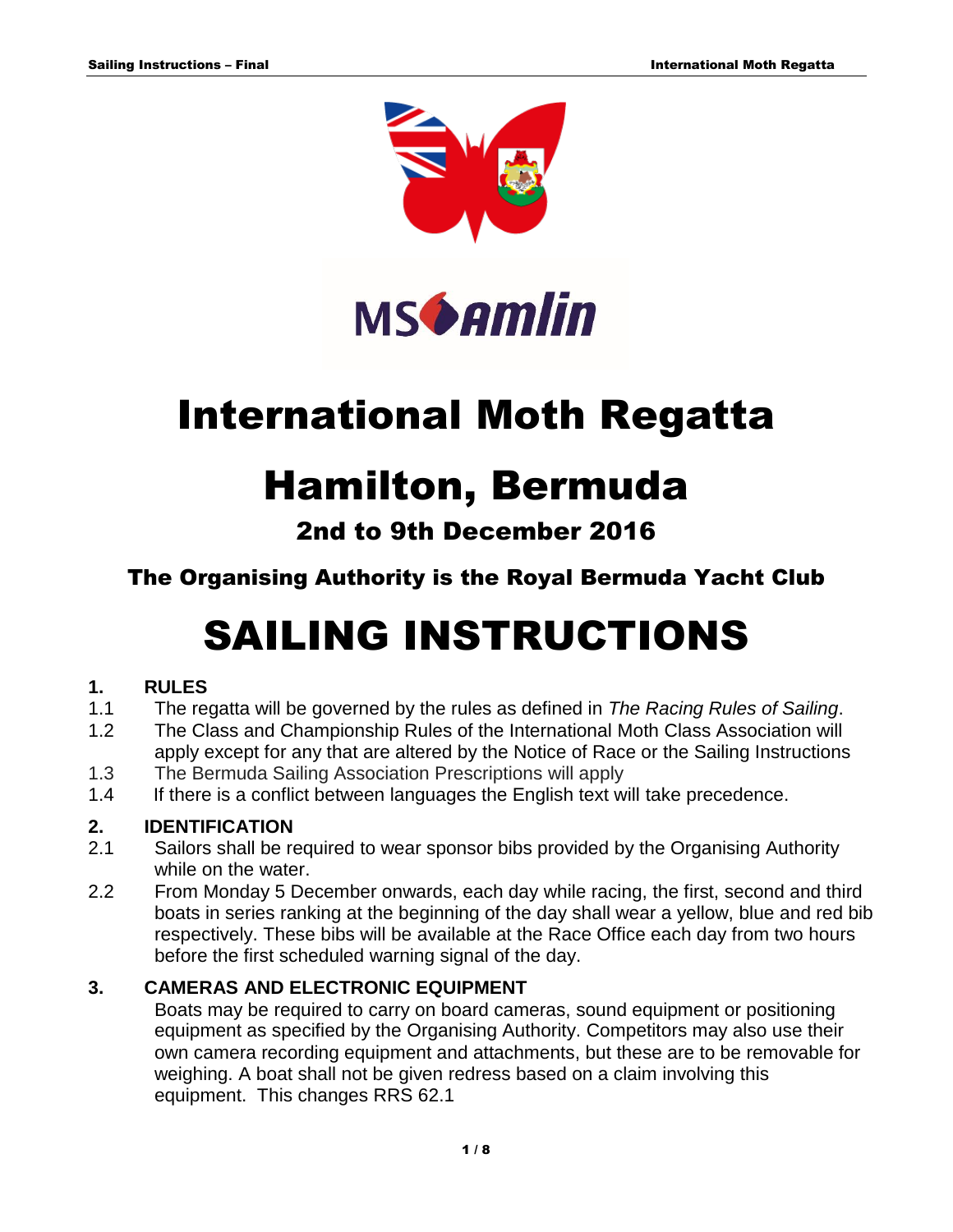# International Moth Regatta

# Hamilton, Bermuda

### 2nd to 9th December 2016

### The Organising Authority is the Royal Bermuda Yacht Club

# SAILING INSTRUCTIONS

## 1. RULES

1.1 The regatta will be governed by the rules as defined in *The Racing Rules of Sailing*.

1.2 The Class and Championship Rules of the International Moth Class Association will apply except for any that are altered by the Notice of Race or the Sailing Instructions

1.3 The Bermuda Sailing Association Prescriptions will apply

1.4 If there is a conflict between languages the English text will take precedence.

## 2. IDENTIFICATION

2.1 Sailors shall be required to wear sponsor bibs provided by the Organising Authority while on the water.

2.2 From Monday 5 December onwards, each day while racing, the first, second and third boats in series ranking at the beginning of the day shall wear a yellow, blue and red bib respectively. These bibs will be available at the Race Office each day from two hours before the first scheduled warning signal of the day.

## 3. CAMERAS AND ELECTRONIC EQUIPMENT

Boats may be required to carry on board cameras, sound equipment or positioning equipment as specified by the Organising Authority. Competitors may also use their own camera recording equipment and attachments, but these are to be removable for weighing. A boat shall not be given redress based on a claim involving this equipment. This changes RRS 62.1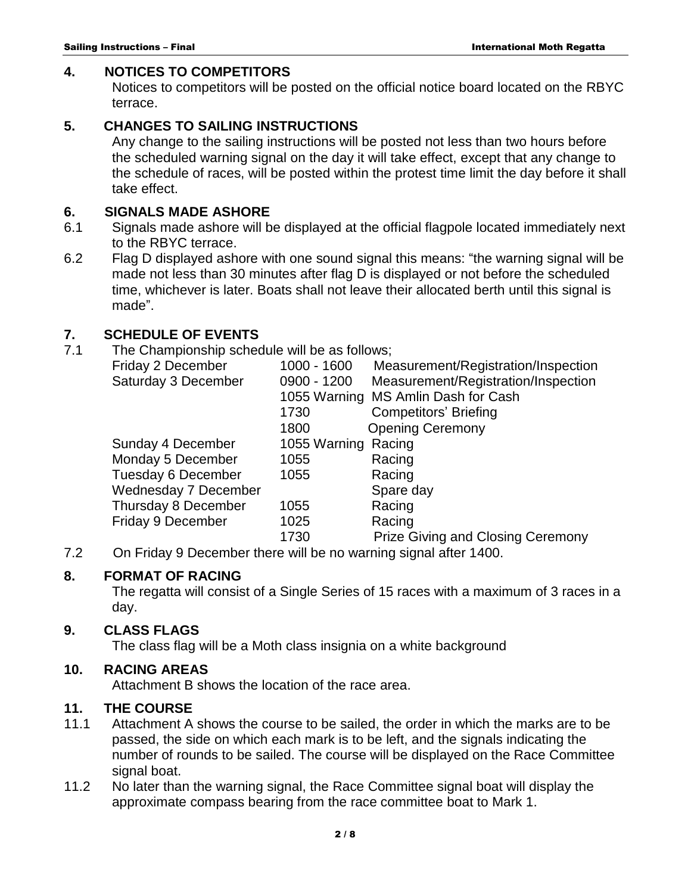## 4. NOTICES TO COMPETITORS

Notices to competitors will be posted on the official notice board located on the RBYC terrace.

## 5. CHANGES TO SAILING INSTRUCTIONS

Any change to the sailing instructions will be posted not less than two hours before the scheduled warning signal on the day it will take effect, except that any change to the schedule of races, will be posted within the protest time limit the day before it shall take effect.

## 6. SIGNALS MADE ASHORE

6.1 Signals made ashore will be displayed at the official flagpole located immediately next to the RBYC terrace.

6.2 Flag D displayed ashore with one sound signal this means: "the warning signal will be made not less than 30 minutes after flag D is displayed or not before the scheduled time, whichever is later. Boats shall not leave their allocated berth until this signal is made".

## 7. SCHEDULE OF EVENTS

7.1 The Championship schedule will be as follows;

| | | |
|---|---|---|
| Friday 2 December | 1000 - 1600 | Measurement/Registration/Inspection |
| Saturday 3 December | 0900 - 1200 | Measurement/Registration/Inspection |
| | 1055 Warning | MS Amlin Dash for Cash |
| | 1730 | Competitors' Briefing |
| | 1800 | Opening Ceremony |
| Sunday 4 December | 1055 Warning | Racing |
| Monday 5 December | 1055 | Racing |
| Tuesday 6 December | 1055 | Racing |
| Wednesday 7 December | | Spare day |
| Thursday 8 December | 1055 | Racing |
| Friday 9 December | 1025 | Racing |
| | 1730 | Prize Giving and Closing Ceremony |

7.2 On Friday 9 December there will be no warning signal after 1400.

## 8. FORMAT OF RACING

The regatta will consist of a Single Series of 15 races with a maximum of 3 races in a day.

## 9. CLASS FLAGS

The class flag will be a Moth class insignia on a white background

## 10. RACING AREAS

Attachment B shows the location of the race area.

## 11. THE COURSE

11.1 Attachment A shows the course to be sailed, the order in which the marks are to be passed, the side on which each mark is to be left, and the signals indicating the number of rounds to be sailed. The course will be displayed on the Race Committee signal boat.

11.2 No later than the warning signal, the Race Committee signal boat will display the approximate compass bearing from the race committee boat to Mark 1.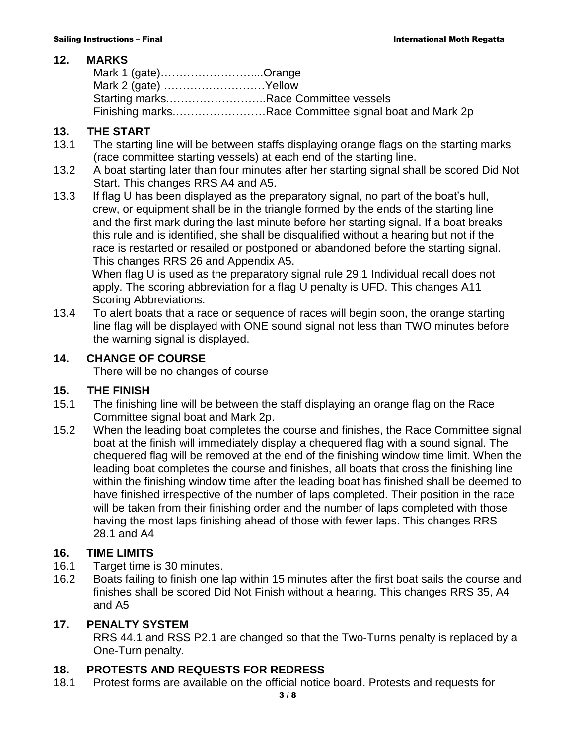## 12. MARKS

Mark 1 (gate)……………………....Orange
Mark 2 (gate) ………………………Yellow
Starting marks……………………..Race Committee vessels
Finishing marks……………………Race Committee signal boat and Mark 2p

## 13. THE START

13.1 The starting line will be between staffs displaying orange flags on the starting marks (race committee starting vessels) at each end of the starting line.

13.2 A boat starting later than four minutes after her starting signal shall be scored Did Not Start. This changes RRS A4 and A5.

13.3 If flag U has been displayed as the preparatory signal, no part of the boat's hull, crew, or equipment shall be in the triangle formed by the ends of the starting line and the first mark during the last minute before her starting signal. If a boat breaks this rule and is identified, she shall be disqualified without a hearing but not if the race is restarted or resailed or postponed or abandoned before the starting signal. This changes RRS 26 and Appendix A5.
When flag U is used as the preparatory signal rule 29.1 Individual recall does not apply. The scoring abbreviation for a flag U penalty is UFD. This changes A11 Scoring Abbreviations.

13.4 To alert boats that a race or sequence of races will begin soon, the orange starting line flag will be displayed with ONE sound signal not less than TWO minutes before the warning signal is displayed.

## 14. CHANGE OF COURSE

There will be no changes of course

## 15. THE FINISH

15.1 The finishing line will be between the staff displaying an orange flag on the Race Committee signal boat and Mark 2p.

15.2 When the leading boat completes the course and finishes, the Race Committee signal boat at the finish will immediately display a chequered flag with a sound signal. The chequered flag will be removed at the end of the finishing window time limit. When the leading boat completes the course and finishes, all boats that cross the finishing line within the finishing window time after the leading boat has finished shall be deemed to have finished irrespective of the number of laps completed. Their position in the race will be taken from their finishing order and the number of laps completed with those having the most laps finishing ahead of those with fewer laps. This changes RRS 28.1 and A4

## 16. TIME LIMITS

16.1 Target time is 30 minutes.

16.2 Boats failing to finish one lap within 15 minutes after the first boat sails the course and finishes shall be scored Did Not Finish without a hearing. This changes RRS 35, A4 and A5

## 17. PENALTY SYSTEM

RRS 44.1 and RSS P2.1 are changed so that the Two-Turns penalty is replaced by a One-Turn penalty.

## 18. PROTESTS AND REQUESTS FOR REDRESS

18.1 Protest forms are available on the official notice board. Protests and requests for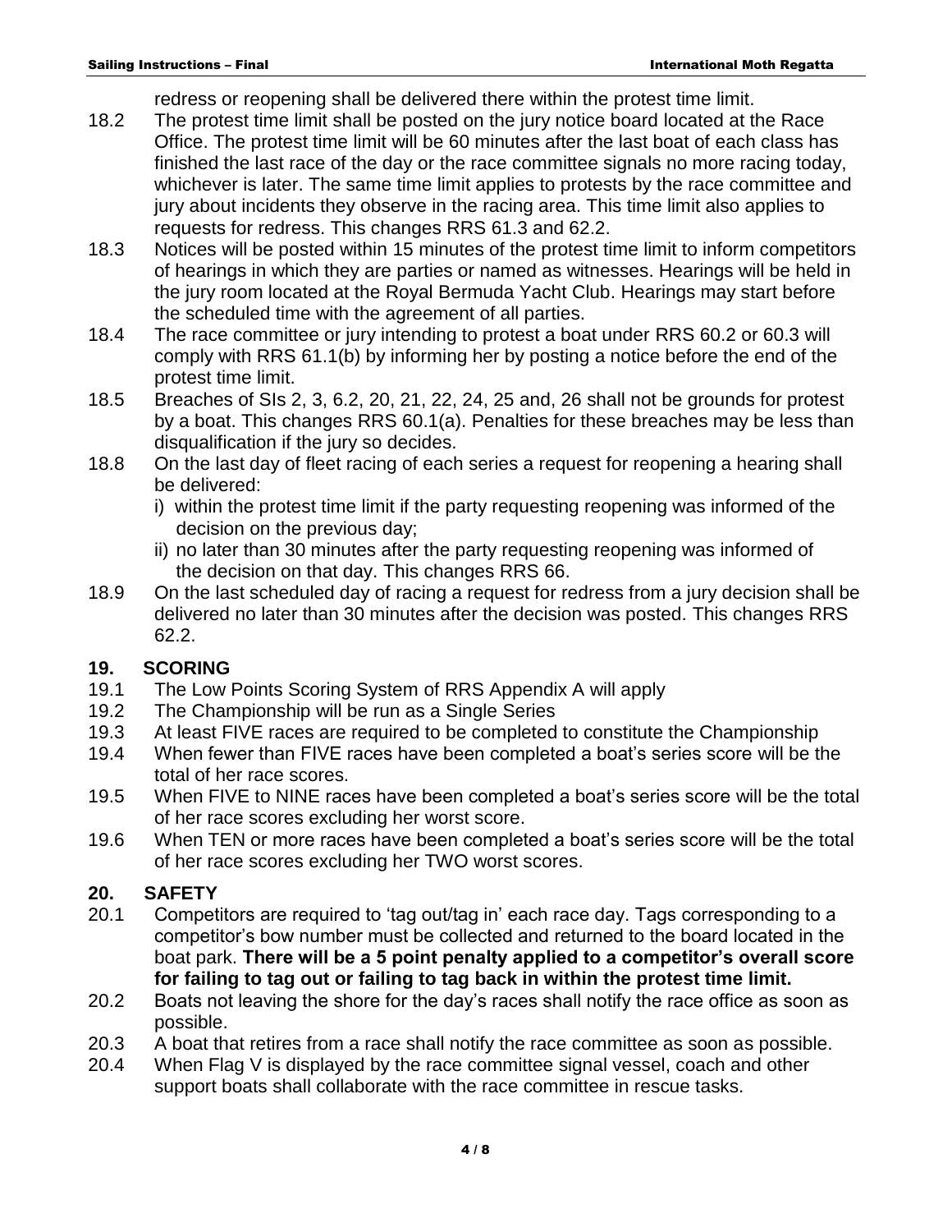redress or reopening shall be delivered there within the protest time limit.

18.2 The protest time limit shall be posted on the jury notice board located at the Race Office. The protest time limit will be 60 minutes after the last boat of each class has finished the last race of the day or the race committee signals no more racing today, whichever is later. The same time limit applies to protests by the race committee and jury about incidents they observe in the racing area. This time limit also applies to requests for redress. This changes RRS 61.3 and 62.2.

18.3 Notices will be posted within 15 minutes of the protest time limit to inform competitors of hearings in which they are parties or named as witnesses. Hearings will be held in the jury room located at the Royal Bermuda Yacht Club. Hearings may start before the scheduled time with the agreement of all parties.

18.4 The race committee or jury intending to protest a boat under RRS 60.2 or 60.3 will comply with RRS 61.1(b) by informing her by posting a notice before the end of the protest time limit.

18.5 Breaches of SIs 2, 3, 6.2, 20, 21, 22, 24, 25 and, 26 shall not be grounds for protest by a boat. This changes RRS 60.1(a). Penalties for these breaches may be less than disqualification if the jury so decides.

18.8 On the last day of fleet racing of each series a request for reopening a hearing shall be delivered:
- i) within the protest time limit if the party requesting reopening was informed of the decision on the previous day;
- ii) no later than 30 minutes after the party requesting reopening was informed of the decision on that day. This changes RRS 66.

18.9 On the last scheduled day of racing a request for redress from a jury decision shall be delivered no later than 30 minutes after the decision was posted. This changes RRS 62.2.

## 19. SCORING

19.1 The Low Points Scoring System of RRS Appendix A will apply

19.2 The Championship will be run as a Single Series

19.3 At least FIVE races are required to be completed to constitute the Championship

19.4 When fewer than FIVE races have been completed a boat's series score will be the total of her race scores.

19.5 When FIVE to NINE races have been completed a boat's series score will be the total of her race scores excluding her worst score.

19.6 When TEN or more races have been completed a boat's series score will be the total of her race scores excluding her TWO worst scores.

## 20. SAFETY

20.1 Competitors are required to 'tag out/tag in' each race day. Tags corresponding to a competitor's bow number must be collected and returned to the board located in the boat park. **There will be a 5 point penalty applied to a competitor's overall score for failing to tag out or failing to tag back in within the protest time limit.**

20.2 Boats not leaving the shore for the day's races shall notify the race office as soon as possible.

20.3 A boat that retires from a race shall notify the race committee as soon as possible.

20.4 When Flag V is displayed by the race committee signal vessel, coach and other support boats shall collaborate with the race committee in rescue tasks.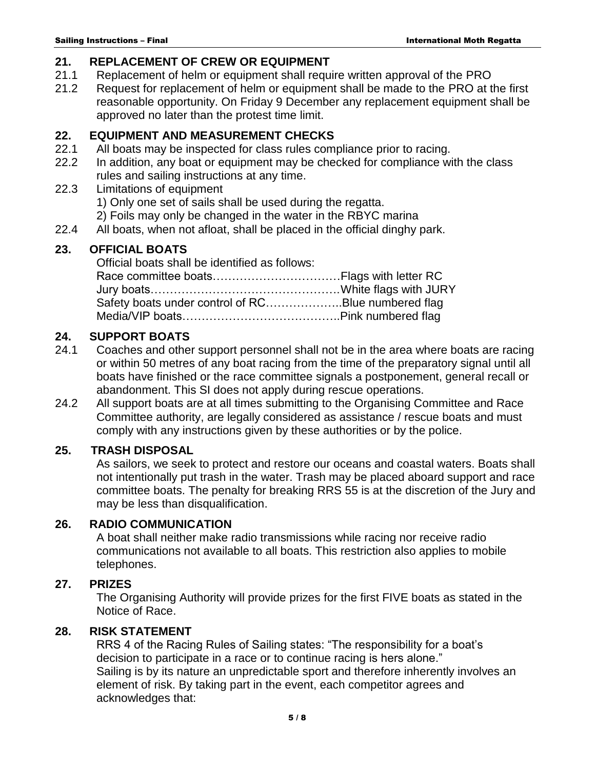## 21. REPLACEMENT OF CREW OR EQUIPMENT

21.1 Replacement of helm or equipment shall require written approval of the PRO

21.2 Request for replacement of helm or equipment shall be made to the PRO at the first reasonable opportunity. On Friday 9 December any replacement equipment shall be approved no later than the protest time limit.

## 22. EQUIPMENT AND MEASUREMENT CHECKS

22.1 All boats may be inspected for class rules compliance prior to racing.

22.2 In addition, any boat or equipment may be checked for compliance with the class rules and sailing instructions at any time.

22.3 Limitations of equipment

1) Only one set of sails shall be used during the regatta.

2) Foils may only be changed in the water in the RBYC marina

22.4 All boats, when not afloat, shall be placed in the official dinghy park.

## 23. OFFICIAL BOATS

Official boats shall be identified as follows:

Race committee boats……………………………Flags with letter RC
Jury boats…………………………………………White flags with JURY
Safety boats under control of RC………………..Blue numbered flag
Media/VIP boats…………………………………..Pink numbered flag

## 24. SUPPORT BOATS

24.1 Coaches and other support personnel shall not be in the area where boats are racing or within 50 metres of any boat racing from the time of the preparatory signal until all boats have finished or the race committee signals a postponement, general recall or abandonment. This SI does not apply during rescue operations.

24.2 All support boats are at all times submitting to the Organising Committee and Race Committee authority, are legally considered as assistance / rescue boats and must comply with any instructions given by these authorities or by the police.

## 25. TRASH DISPOSAL

As sailors, we seek to protect and restore our oceans and coastal waters. Boats shall not intentionally put trash in the water. Trash may be placed aboard support and race committee boats. The penalty for breaking RRS 55 is at the discretion of the Jury and may be less than disqualification.

## 26. RADIO COMMUNICATION

A boat shall neither make radio transmissions while racing nor receive radio communications not available to all boats. This restriction also applies to mobile telephones.

## 27. PRIZES

The Organising Authority will provide prizes for the first FIVE boats as stated in the Notice of Race.

## 28. RISK STATEMENT

RRS 4 of the Racing Rules of Sailing states: "The responsibility for a boat's decision to participate in a race or to continue racing is hers alone."
Sailing is by its nature an unpredictable sport and therefore inherently involves an element of risk. By taking part in the event, each competitor agrees and acknowledges that: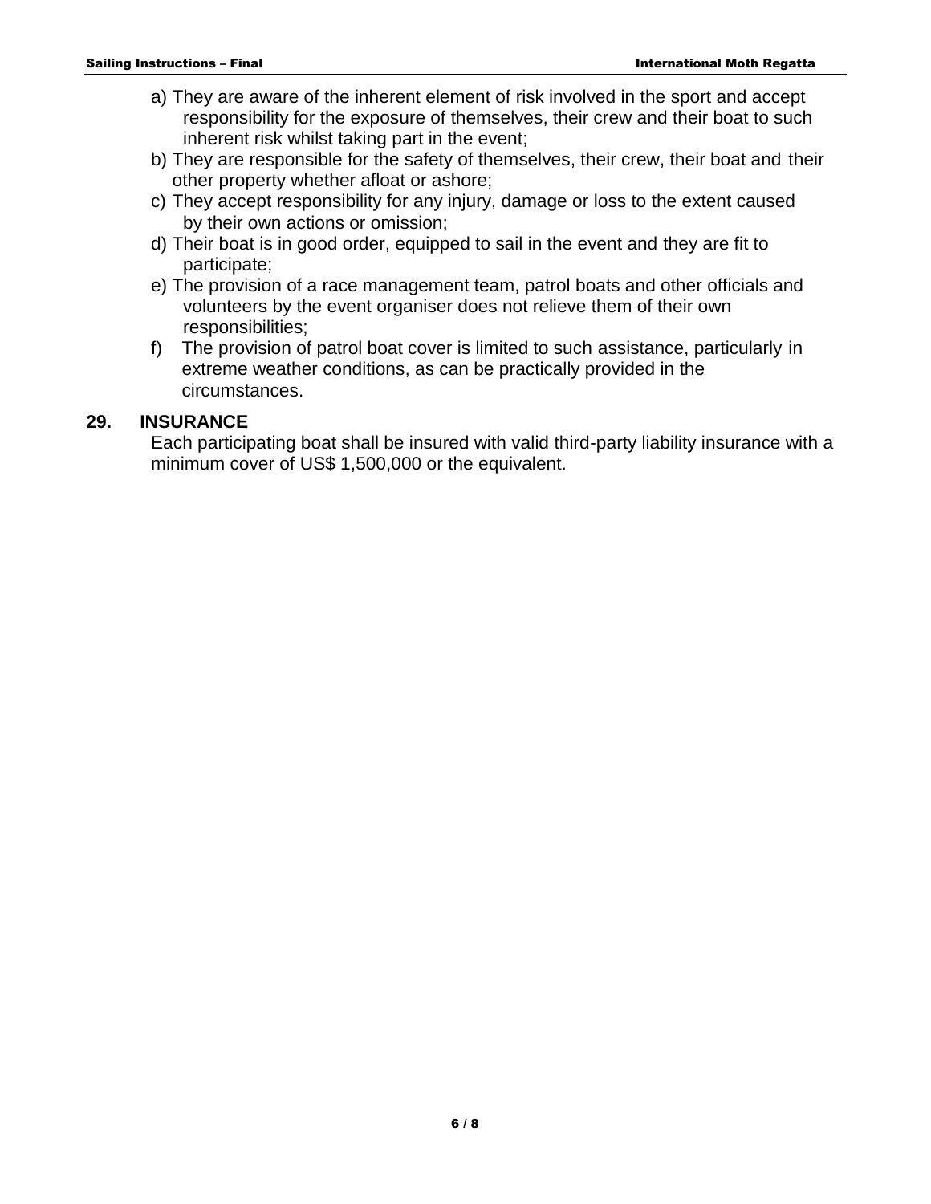a) They are aware of the inherent element of risk involved in the sport and accept responsibility for the exposure of themselves, their crew and their boat to such inherent risk whilst taking part in the event;
b) They are responsible for the safety of themselves, their crew, their boat and their other property whether afloat or ashore;
c) They accept responsibility for any injury, damage or loss to the extent caused by their own actions or omission;
d) Their boat is in good order, equipped to sail in the event and they are fit to participate;
e) The provision of a race management team, patrol boats and other officials and volunteers by the event organiser does not relieve them of their own responsibilities;
f) The provision of patrol boat cover is limited to such assistance, particularly in extreme weather conditions, as can be practically provided in the circumstances.

## 29. INSURANCE

Each participating boat shall be insured with valid third-party liability insurance with a minimum cover of US$ 1,500,000 or the equivalent.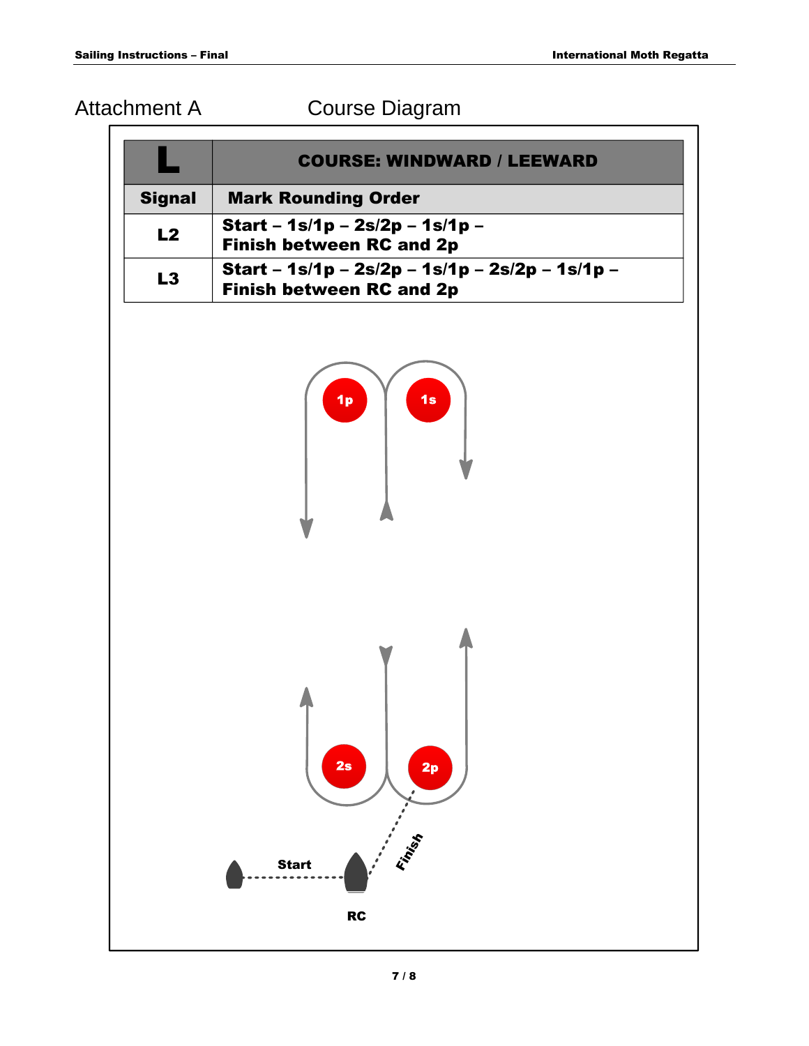# Attachment A Course Diagram

| L | COURSE: WINDWARD / LEEWARD |
|---|---|
| **Signal** | **Mark Rounding Order** |
| **L2** | **Start – 1s/1p – 2s/2p – 1s/1p – Finish between RC and 2p** |
| **L3** | **Start – 1s/1p – 2s/2p – 1s/1p – 2s/2p – 1s/1p – Finish between RC and 2p** |

1p
1s
2s
2p
Start
Finish
RC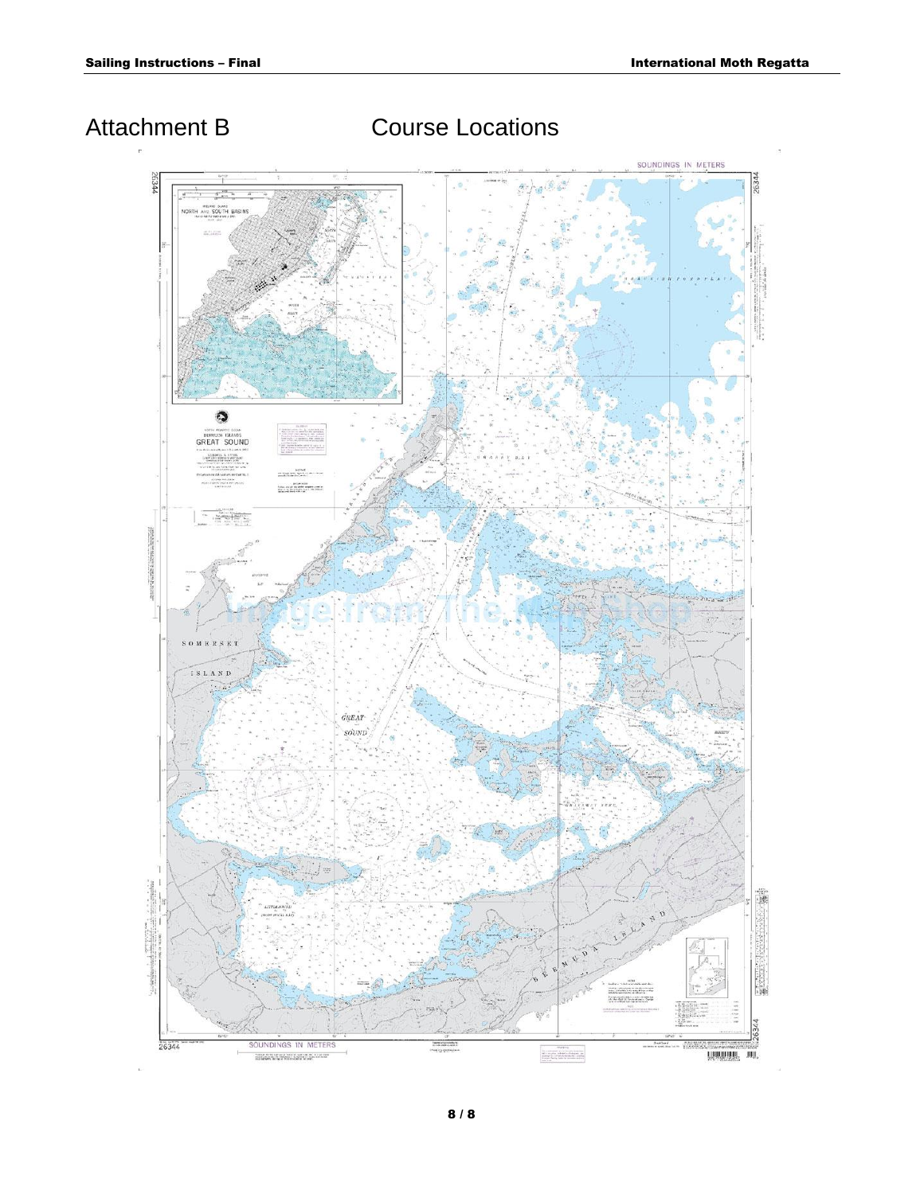# Attachment B Course Locations

SOUNDINGS IN METERS

26344

NORTH AND SOUTH BASINS

BERMUDA ISLANDS

GREAT SOUND

SOMERSET

ISLAND

GREAT

SOUND

LITTLE SOUND

BERMUDA ISLAND

SOUNDINGS IN METERS

26344